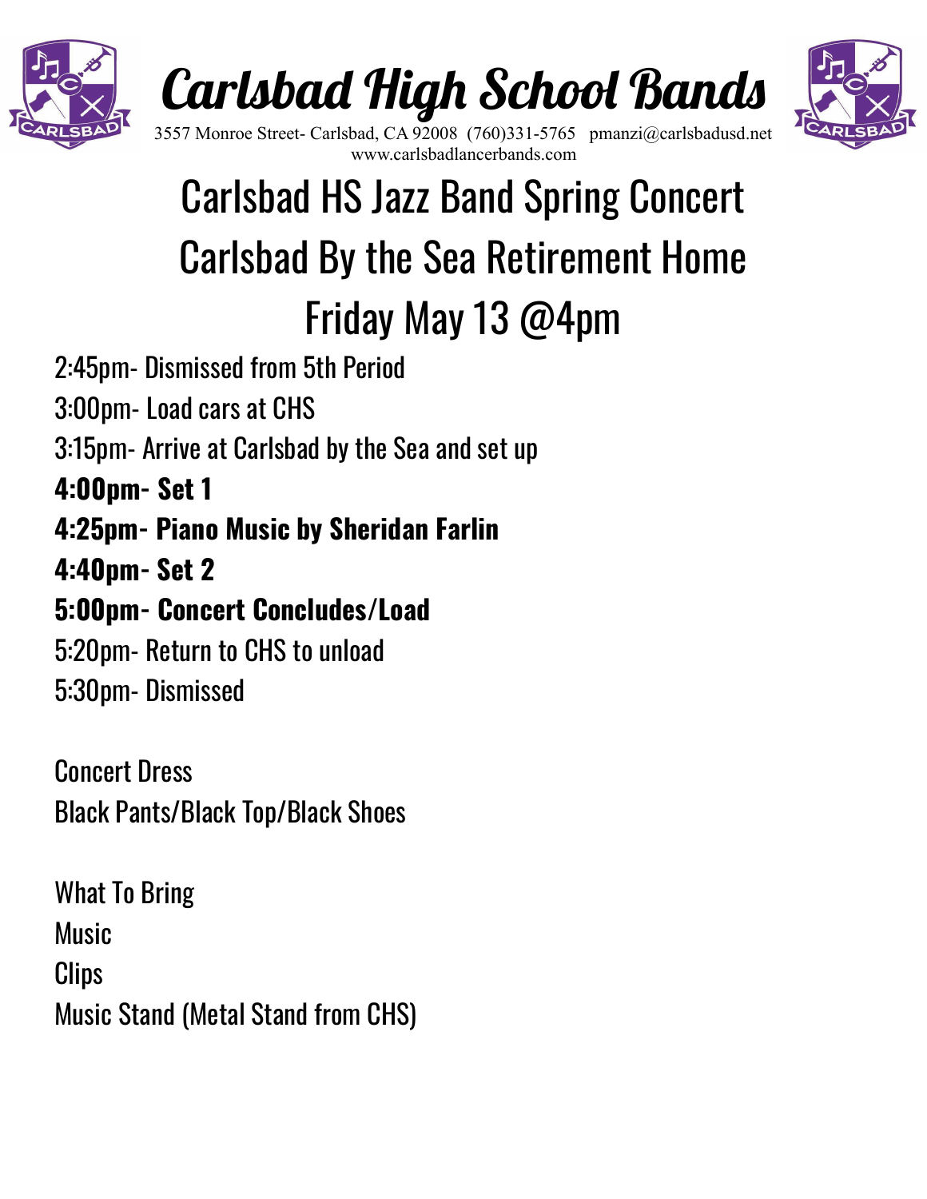# Carlsbad High School Bands

3557 Monroe Street- Carlsbad, CA 92008 (760)331-5765 pmanzi@carlsbadusd.net
www.carlsbadlancerbands.com

## Carlsbad HS Jazz Band Spring Concert
## Carlsbad By the Sea Retirement Home
## Friday May 13 @4pm

2:45pm- Dismissed from 5th Period
3:00pm- Load cars at CHS
3:15pm- Arrive at Carlsbad by the Sea and set up
**4:00pm- Set 1**
**4:25pm- Piano Music by Sheridan Farlin**
**4:40pm- Set 2**
**5:00pm- Concert Concludes/Load**
5:20pm- Return to CHS to unload
5:30pm- Dismissed

Concert Dress
Black Pants/Black Top/Black Shoes

What To Bring
Music
Clips
Music Stand (Metal Stand from CHS)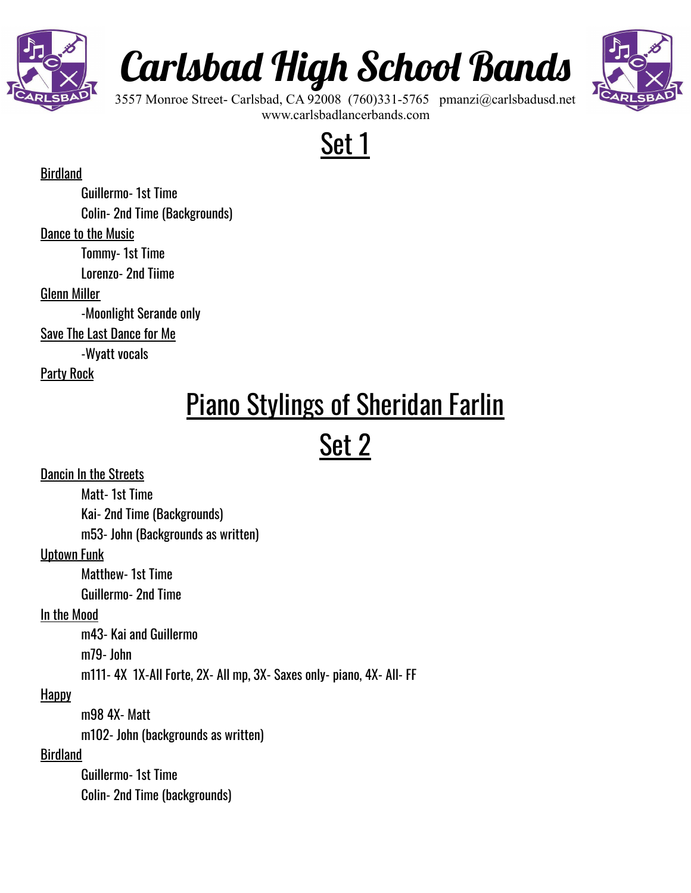# Carlsbad High School Bands

3557 Monroe Street- Carlsbad, CA 92008 (760)331-5765 pmanzi@carlsbadusd.net
www.carlsbadlancerbands.com

## Set 1

Birdland
- Guillermo- 1st Time
- Colin- 2nd Time (Backgrounds)

Dance to the Music
- Tommy- 1st Time
- Lorenzo- 2nd Tiime

Glenn Miller
- -Moonlight Serande only

Save The Last Dance for Me
- -Wyatt vocals

Party Rock

## Piano Stylings of Sheridan Farlin

## Set 2

Dancin In the Streets
- Matt- 1st Time
- Kai- 2nd Time (Backgrounds)
- m53- John (Backgrounds as written)

Uptown Funk
- Matthew- 1st Time
- Guillermo- 2nd Time

In the Mood
- m43- Kai and Guillermo
- m79- John
- m111- 4X 1X-All Forte, 2X- All mp, 3X- Saxes only- piano, 4X- All- FF

Happy
- m98 4X- Matt
- m102- John (backgrounds as written)

Birdland
- Guillermo- 1st Time
- Colin- 2nd Time (backgrounds)